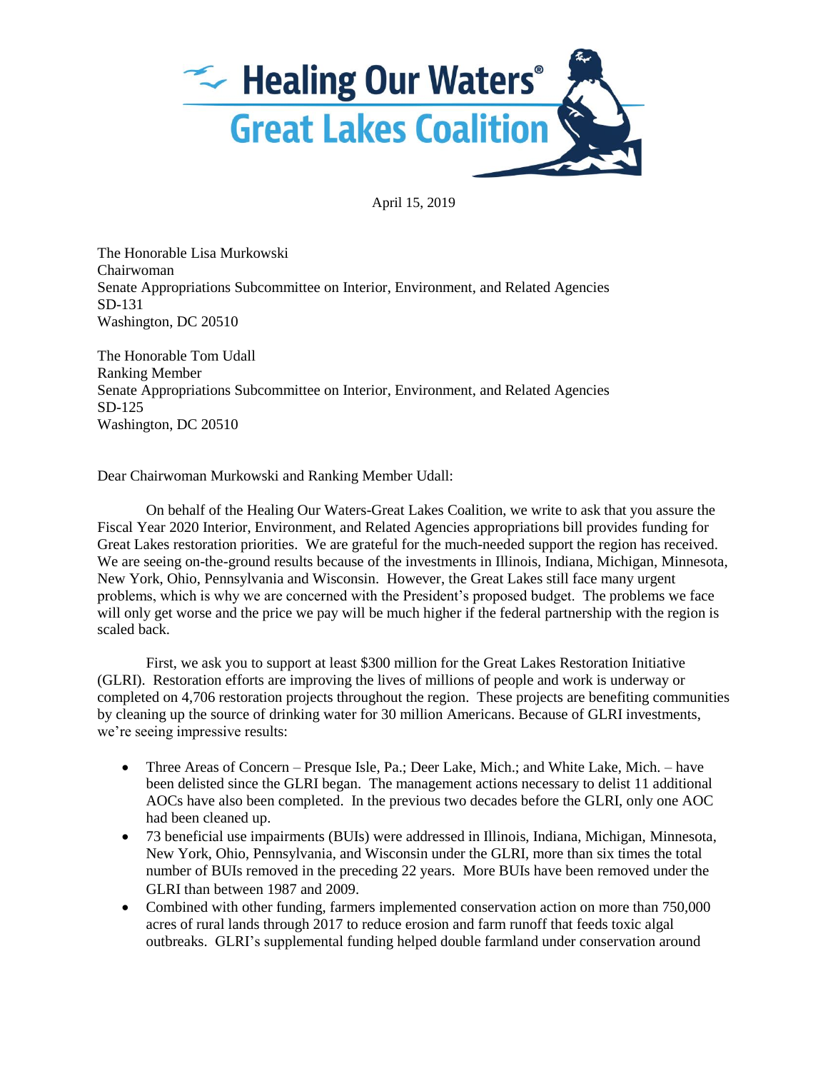# Healing Our Waters® Great Lakes Coalition

April 15, 2019

The Honorable Lisa Murkowski
Chairwoman
Senate Appropriations Subcommittee on Interior, Environment, and Related Agencies
SD-131
Washington, DC 20510

The Honorable Tom Udall
Ranking Member
Senate Appropriations Subcommittee on Interior, Environment, and Related Agencies
SD-125
Washington, DC 20510

Dear Chairwoman Murkowski and Ranking Member Udall:

On behalf of the Healing Our Waters-Great Lakes Coalition, we write to ask that you assure the Fiscal Year 2020 Interior, Environment, and Related Agencies appropriations bill provides funding for Great Lakes restoration priorities. We are grateful for the much-needed support the region has received. We are seeing on-the-ground results because of the investments in Illinois, Indiana, Michigan, Minnesota, New York, Ohio, Pennsylvania and Wisconsin. However, the Great Lakes still face many urgent problems, which is why we are concerned with the President's proposed budget. The problems we face will only get worse and the price we pay will be much higher if the federal partnership with the region is scaled back.

First, we ask you to support at least $300 million for the Great Lakes Restoration Initiative (GLRI). Restoration efforts are improving the lives of millions of people and work is underway or completed on 4,706 restoration projects throughout the region. These projects are benefiting communities by cleaning up the source of drinking water for 30 million Americans. Because of GLRI investments, we're seeing impressive results:

- Three Areas of Concern – Presque Isle, Pa.; Deer Lake, Mich.; and White Lake, Mich. – have been delisted since the GLRI began. The management actions necessary to delist 11 additional AOCs have also been completed. In the previous two decades before the GLRI, only one AOC had been cleaned up.
- 73 beneficial use impairments (BUIs) were addressed in Illinois, Indiana, Michigan, Minnesota, New York, Ohio, Pennsylvania, and Wisconsin under the GLRI, more than six times the total number of BUIs removed in the preceding 22 years. More BUIs have been removed under the GLRI than between 1987 and 2009.
- Combined with other funding, farmers implemented conservation action on more than 750,000 acres of rural lands through 2017 to reduce erosion and farm runoff that feeds toxic algal outbreaks. GLRI's supplemental funding helped double farmland under conservation around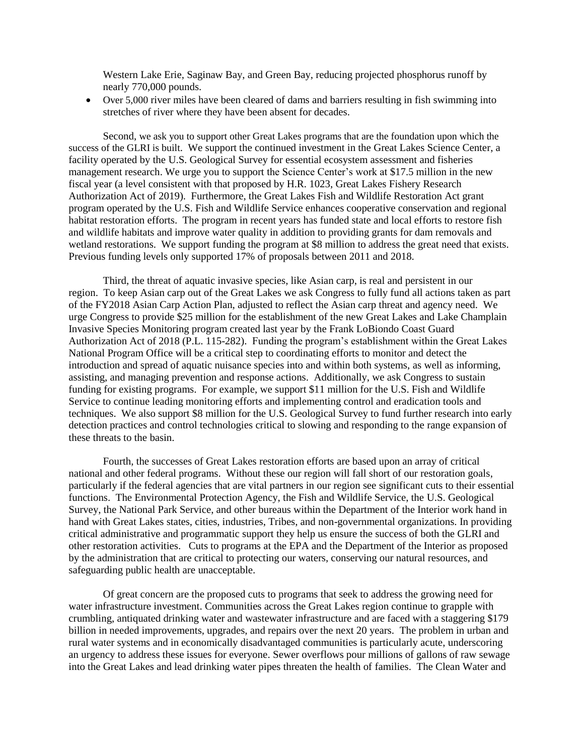Western Lake Erie, Saginaw Bay, and Green Bay, reducing projected phosphorus runoff by nearly 770,000 pounds.

- Over 5,000 river miles have been cleared of dams and barriers resulting in fish swimming into stretches of river where they have been absent for decades.

Second, we ask you to support other Great Lakes programs that are the foundation upon which the success of the GLRI is built. We support the continued investment in the Great Lakes Science Center, a facility operated by the U.S. Geological Survey for essential ecosystem assessment and fisheries management research. We urge you to support the Science Center's work at $17.5 million in the new fiscal year (a level consistent with that proposed by H.R. 1023, Great Lakes Fishery Research Authorization Act of 2019). Furthermore, the Great Lakes Fish and Wildlife Restoration Act grant program operated by the U.S. Fish and Wildlife Service enhances cooperative conservation and regional habitat restoration efforts. The program in recent years has funded state and local efforts to restore fish and wildlife habitats and improve water quality in addition to providing grants for dam removals and wetland restorations. We support funding the program at $8 million to address the great need that exists. Previous funding levels only supported 17% of proposals between 2011 and 2018.

Third, the threat of aquatic invasive species, like Asian carp, is real and persistent in our region. To keep Asian carp out of the Great Lakes we ask Congress to fully fund all actions taken as part of the FY2018 Asian Carp Action Plan, adjusted to reflect the Asian carp threat and agency need. We urge Congress to provide $25 million for the establishment of the new Great Lakes and Lake Champlain Invasive Species Monitoring program created last year by the Frank LoBiondo Coast Guard Authorization Act of 2018 (P.L. 115-282). Funding the program's establishment within the Great Lakes National Program Office will be a critical step to coordinating efforts to monitor and detect the introduction and spread of aquatic nuisance species into and within both systems, as well as informing, assisting, and managing prevention and response actions. Additionally, we ask Congress to sustain funding for existing programs. For example, we support $11 million for the U.S. Fish and Wildlife Service to continue leading monitoring efforts and implementing control and eradication tools and techniques. We also support $8 million for the U.S. Geological Survey to fund further research into early detection practices and control technologies critical to slowing and responding to the range expansion of these threats to the basin.

Fourth, the successes of Great Lakes restoration efforts are based upon an array of critical national and other federal programs. Without these our region will fall short of our restoration goals, particularly if the federal agencies that are vital partners in our region see significant cuts to their essential functions. The Environmental Protection Agency, the Fish and Wildlife Service, the U.S. Geological Survey, the National Park Service, and other bureaus within the Department of the Interior work hand in hand with Great Lakes states, cities, industries, Tribes, and non-governmental organizations. In providing critical administrative and programmatic support they help us ensure the success of both the GLRI and other restoration activities. Cuts to programs at the EPA and the Department of the Interior as proposed by the administration that are critical to protecting our waters, conserving our natural resources, and safeguarding public health are unacceptable.

Of great concern are the proposed cuts to programs that seek to address the growing need for water infrastructure investment. Communities across the Great Lakes region continue to grapple with crumbling, antiquated drinking water and wastewater infrastructure and are faced with a staggering $179 billion in needed improvements, upgrades, and repairs over the next 20 years. The problem in urban and rural water systems and in economically disadvantaged communities is particularly acute, underscoring an urgency to address these issues for everyone. Sewer overflows pour millions of gallons of raw sewage into the Great Lakes and lead drinking water pipes threaten the health of families. The Clean Water and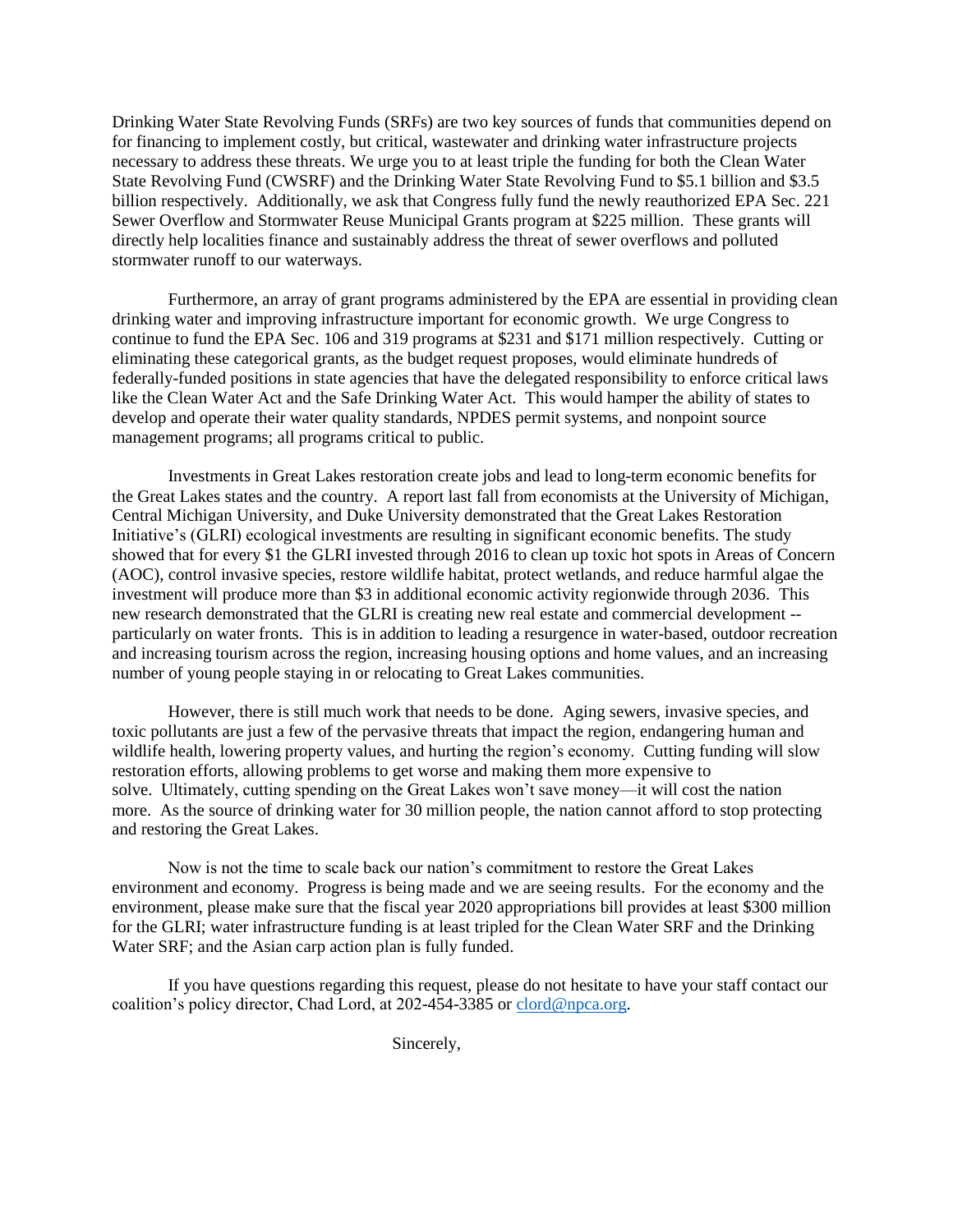Drinking Water State Revolving Funds (SRFs) are two key sources of funds that communities depend on for financing to implement costly, but critical, wastewater and drinking water infrastructure projects necessary to address these threats. We urge you to at least triple the funding for both the Clean Water State Revolving Fund (CWSRF) and the Drinking Water State Revolving Fund to $5.1 billion and $3.5 billion respectively. Additionally, we ask that Congress fully fund the newly reauthorized EPA Sec. 221 Sewer Overflow and Stormwater Reuse Municipal Grants program at $225 million. These grants will directly help localities finance and sustainably address the threat of sewer overflows and polluted stormwater runoff to our waterways.

Furthermore, an array of grant programs administered by the EPA are essential in providing clean drinking water and improving infrastructure important for economic growth. We urge Congress to continue to fund the EPA Sec. 106 and 319 programs at $231 and $171 million respectively. Cutting or eliminating these categorical grants, as the budget request proposes, would eliminate hundreds of federally-funded positions in state agencies that have the delegated responsibility to enforce critical laws like the Clean Water Act and the Safe Drinking Water Act. This would hamper the ability of states to develop and operate their water quality standards, NPDES permit systems, and nonpoint source management programs; all programs critical to public.

Investments in Great Lakes restoration create jobs and lead to long-term economic benefits for the Great Lakes states and the country. A report last fall from economists at the University of Michigan, Central Michigan University, and Duke University demonstrated that the Great Lakes Restoration Initiative's (GLRI) ecological investments are resulting in significant economic benefits. The study showed that for every $1 the GLRI invested through 2016 to clean up toxic hot spots in Areas of Concern (AOC), control invasive species, restore wildlife habitat, protect wetlands, and reduce harmful algae the investment will produce more than $3 in additional economic activity regionwide through 2036. This new research demonstrated that the GLRI is creating new real estate and commercial development -- particularly on water fronts. This is in addition to leading a resurgence in water-based, outdoor recreation and increasing tourism across the region, increasing housing options and home values, and an increasing number of young people staying in or relocating to Great Lakes communities.

However, there is still much work that needs to be done. Aging sewers, invasive species, and toxic pollutants are just a few of the pervasive threats that impact the region, endangering human and wildlife health, lowering property values, and hurting the region's economy. Cutting funding will slow restoration efforts, allowing problems to get worse and making them more expensive to solve. Ultimately, cutting spending on the Great Lakes won't save money—it will cost the nation more. As the source of drinking water for 30 million people, the nation cannot afford to stop protecting and restoring the Great Lakes.

Now is not the time to scale back our nation's commitment to restore the Great Lakes environment and economy. Progress is being made and we are seeing results. For the economy and the environment, please make sure that the fiscal year 2020 appropriations bill provides at least $300 million for the GLRI; water infrastructure funding is at least tripled for the Clean Water SRF and the Drinking Water SRF; and the Asian carp action plan is fully funded.

If you have questions regarding this request, please do not hesitate to have your staff contact our coalition's policy director, Chad Lord, at 202-454-3385 or clord@npca.org.

Sincerely,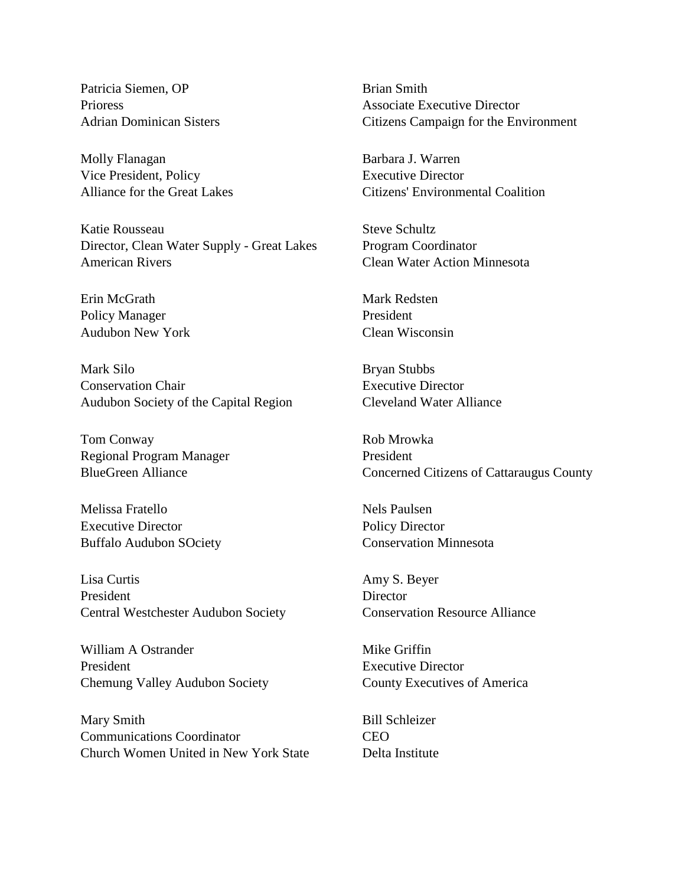Patricia Siemen, OP
Prioress
Adrian Dominican Sisters

Molly Flanagan
Vice President, Policy
Alliance for the Great Lakes

Katie Rousseau
Director, Clean Water Supply - Great Lakes
American Rivers

Erin McGrath
Policy Manager
Audubon New York

Mark Silo
Conservation Chair
Audubon Society of the Capital Region

Tom Conway
Regional Program Manager
BlueGreen Alliance

Melissa Fratello
Executive Director
Buffalo Audubon SOciety

Lisa Curtis
President
Central Westchester Audubon Society

William A Ostrander
President
Chemung Valley Audubon Society

Mary Smith
Communications Coordinator
Church Women United in New York State

Brian Smith
Associate Executive Director
Citizens Campaign for the Environment

Barbara J. Warren
Executive Director
Citizens' Environmental Coalition

Steve Schultz
Program Coordinator
Clean Water Action Minnesota

Mark Redsten
President
Clean Wisconsin

Bryan Stubbs
Executive Director
Cleveland Water Alliance

Rob Mrowka
President
Concerned Citizens of Cattaraugus County

Nels Paulsen
Policy Director
Conservation Minnesota

Amy S. Beyer
Director
Conservation Resource Alliance

Mike Griffin
Executive Director
County Executives of America

Bill Schleizer
CEO
Delta Institute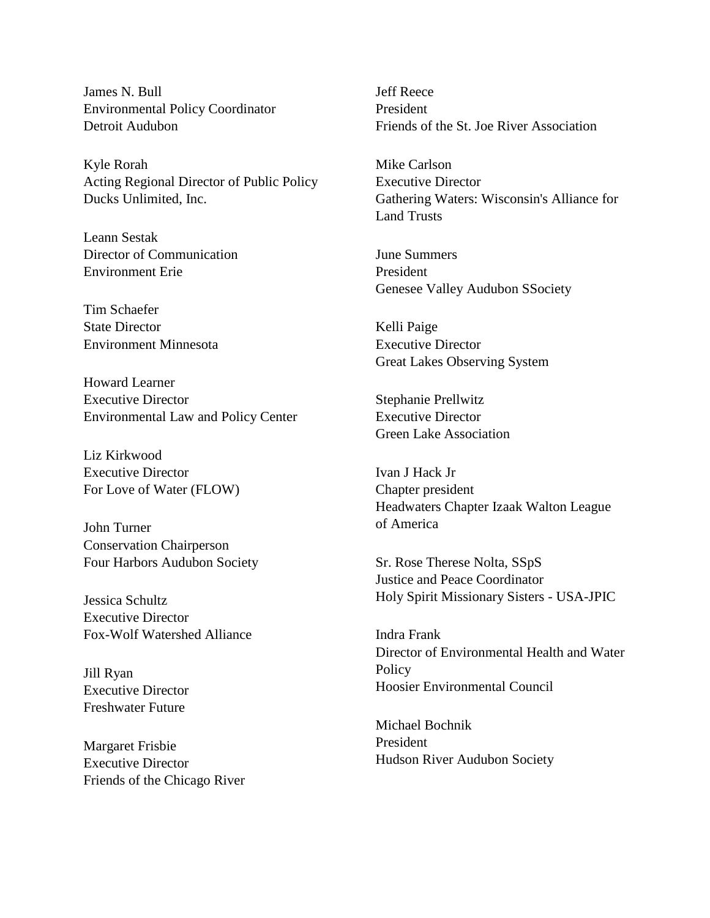James N. Bull
Environmental Policy Coordinator
Detroit Audubon

Kyle Rorah
Acting Regional Director of Public Policy
Ducks Unlimited, Inc.

Leann Sestak
Director of Communication
Environment Erie

Tim Schaefer
State Director
Environment Minnesota

Howard Learner
Executive Director
Environmental Law and Policy Center

Liz Kirkwood
Executive Director
For Love of Water (FLOW)

John Turner
Conservation Chairperson
Four Harbors Audubon Society

Jessica Schultz
Executive Director
Fox-Wolf Watershed Alliance

Jill Ryan
Executive Director
Freshwater Future

Margaret Frisbie
Executive Director
Friends of the Chicago River

Jeff Reece
President
Friends of the St. Joe River Association

Mike Carlson
Executive Director
Gathering Waters: Wisconsin's Alliance for Land Trusts

June Summers
President
Genesee Valley Audubon SSociety

Kelli Paige
Executive Director
Great Lakes Observing System

Stephanie Prellwitz
Executive Director
Green Lake Association

Ivan J Hack Jr
Chapter president
Headwaters Chapter Izaak Walton League of America

Sr. Rose Therese Nolta, SSpS
Justice and Peace Coordinator
Holy Spirit Missionary Sisters - USA-JPIC

Indra Frank
Director of Environmental Health and Water Policy
Hoosier Environmental Council

Michael Bochnik
President
Hudson River Audubon Society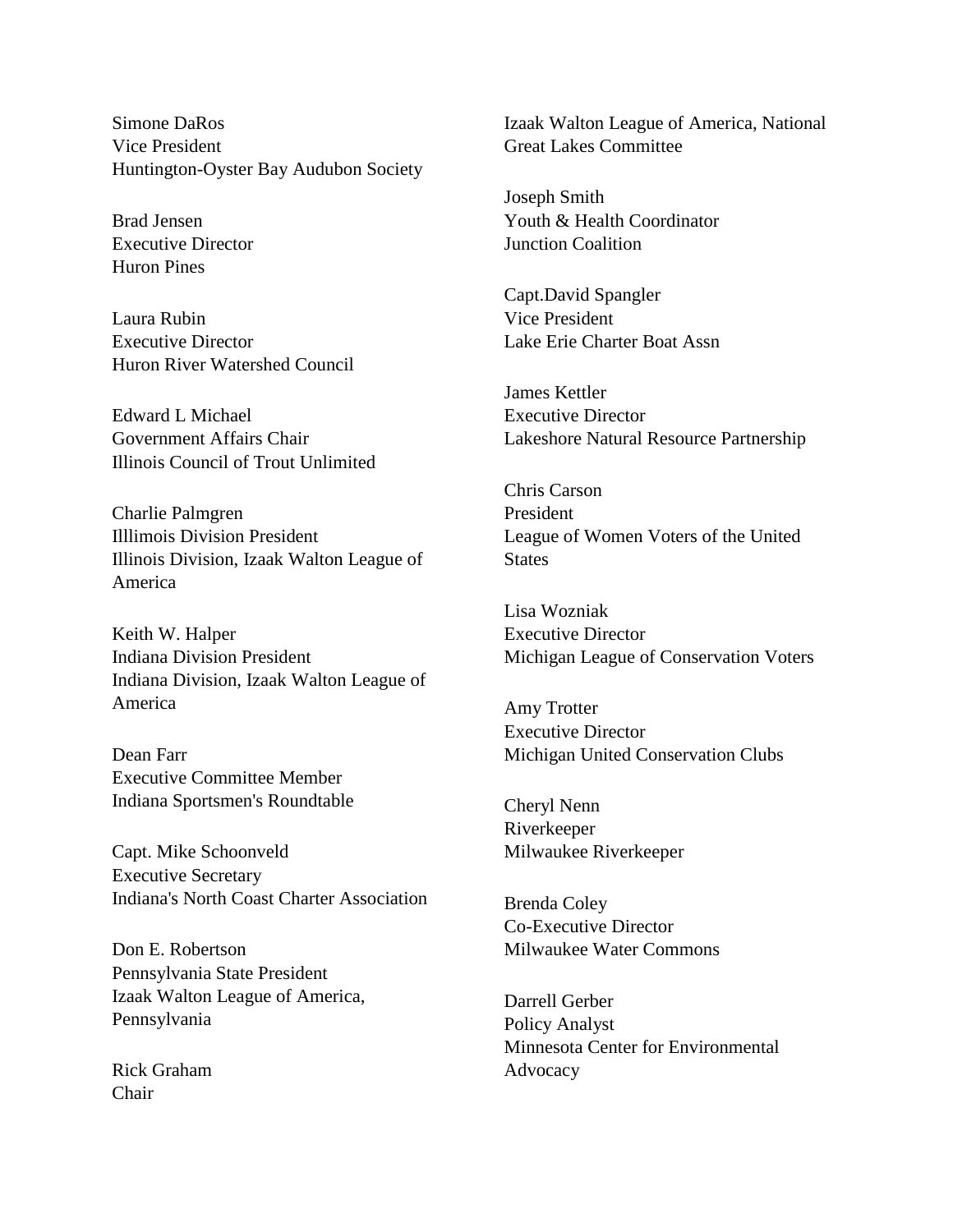Simone DaRos
Vice President
Huntington-Oyster Bay Audubon Society

Brad Jensen
Executive Director
Huron Pines

Laura Rubin
Executive Director
Huron River Watershed Council

Edward L Michael
Government Affairs Chair
Illinois Council of Trout Unlimited

Charlie Palmgren
Illllimois Division President
Illinois Division, Izaak Walton League of America

Keith W. Halper
Indiana Division President
Indiana Division, Izaak Walton League of America

Dean Farr
Executive Committee Member
Indiana Sportsmen's Roundtable

Capt. Mike Schoonveld
Executive Secretary
Indiana's North Coast Charter Association

Don E. Robertson
Pennsylvania State President
Izaak Walton League of America, Pennsylvania

Rick Graham
Chair
Izaak Walton League of America, National Great Lakes Committee

Joseph Smith
Youth & Health Coordinator
Junction Coalition

Capt.David Spangler
Vice President
Lake Erie Charter Boat Assn

James Kettler
Executive Director
Lakeshore Natural Resource Partnership

Chris Carson
President
League of Women Voters of the United States

Lisa Wozniak
Executive Director
Michigan League of Conservation Voters

Amy Trotter
Executive Director
Michigan United Conservation Clubs

Cheryl Nenn
Riverkeeper
Milwaukee Riverkeeper

Brenda Coley
Co-Executive Director
Milwaukee Water Commons

Darrell Gerber
Policy Analyst
Minnesota Center for Environmental Advocacy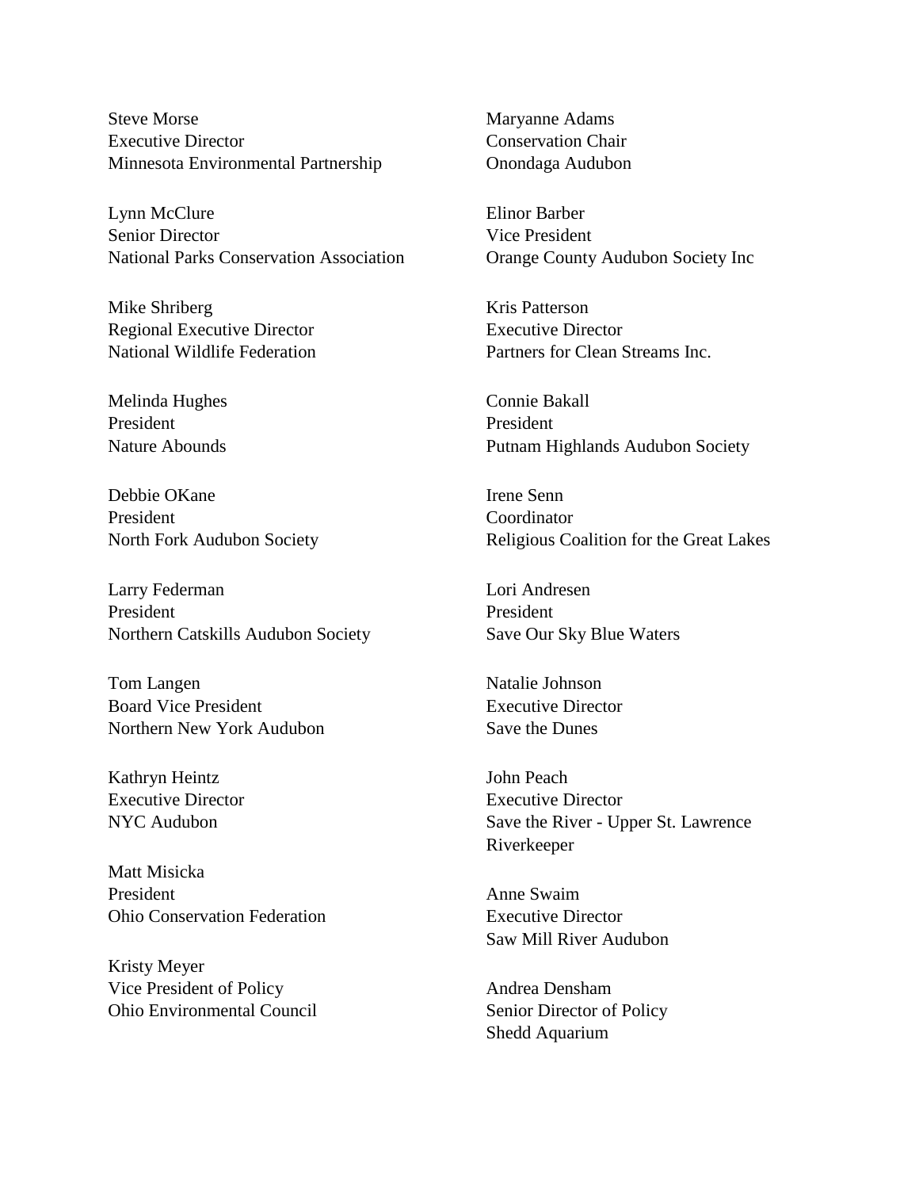Steve Morse
Executive Director
Minnesota Environmental Partnership

Lynn McClure
Senior Director
National Parks Conservation Association

Mike Shriberg
Regional Executive Director
National Wildlife Federation

Melinda Hughes
President
Nature Abounds

Debbie OKane
President
North Fork Audubon Society

Larry Federman
President
Northern Catskills Audubon Society

Tom Langen
Board Vice President
Northern New York Audubon

Kathryn Heintz
Executive Director
NYC Audubon

Matt Misicka
President
Ohio Conservation Federation

Kristy Meyer
Vice President of Policy
Ohio Environmental Council

Maryanne Adams
Conservation Chair
Onondaga Audubon

Elinor Barber
Vice President
Orange County Audubon Society Inc

Kris Patterson
Executive Director
Partners for Clean Streams Inc.

Connie Bakall
President
Putnam Highlands Audubon Society

Irene Senn
Coordinator
Religious Coalition for the Great Lakes

Lori Andresen
President
Save Our Sky Blue Waters

Natalie Johnson
Executive Director
Save the Dunes

John Peach
Executive Director
Save the River - Upper St. Lawrence Riverkeeper

Anne Swaim
Executive Director
Saw Mill River Audubon

Andrea Densham
Senior Director of Policy
Shedd Aquarium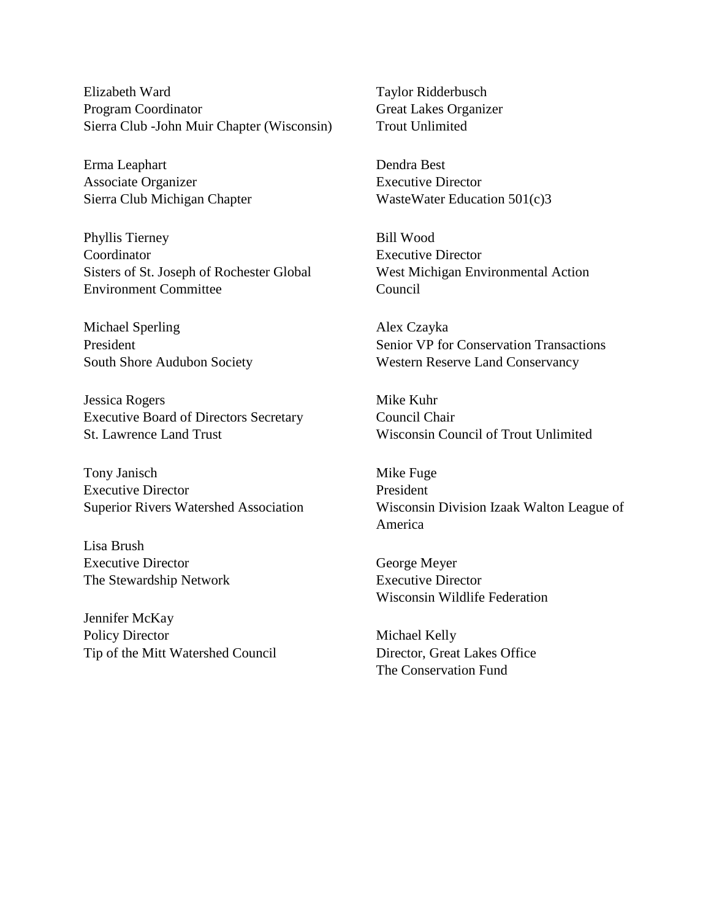Elizabeth Ward
Program Coordinator
Sierra Club -John Muir Chapter (Wisconsin)

Erma Leaphart
Associate Organizer
Sierra Club Michigan Chapter

Phyllis Tierney
Coordinator
Sisters of St. Joseph of Rochester Global Environment Committee

Michael Sperling
President
South Shore Audubon Society

Jessica Rogers
Executive Board of Directors Secretary
St. Lawrence Land Trust

Tony Janisch
Executive Director
Superior Rivers Watershed Association

Lisa Brush
Executive Director
The Stewardship Network

Jennifer McKay
Policy Director
Tip of the Mitt Watershed Council

Taylor Ridderbusch
Great Lakes Organizer
Trout Unlimited

Dendra Best
Executive Director
WasteWater Education 501(c)3

Bill Wood
Executive Director
West Michigan Environmental Action Council

Alex Czayka
Senior VP for Conservation Transactions
Western Reserve Land Conservancy

Mike Kuhr
Council Chair
Wisconsin Council of Trout Unlimited

Mike Fuge
President
Wisconsin Division Izaak Walton League of America

George Meyer
Executive Director
Wisconsin Wildlife Federation

Michael Kelly
Director, Great Lakes Office
The Conservation Fund